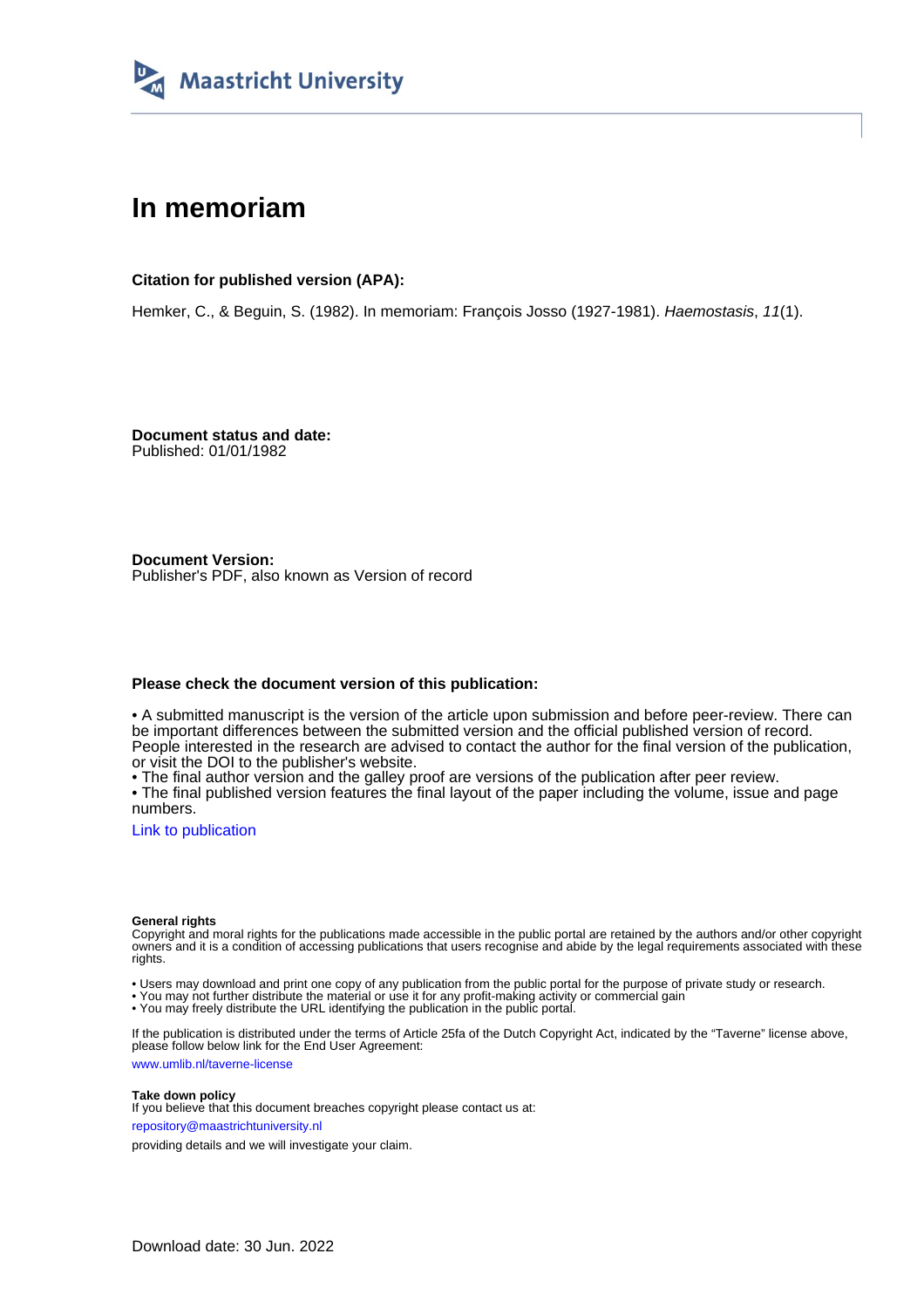Maastricht University

# In memoriam

**Citation for published version (APA):**

Hemker, C., & Beguin, S. (1982). In memoriam: François Josso (1927-1981). *Haemostasis*, *11*(1).

**Document status and date:**
Published: 01/01/1982

**Document Version:**
Publisher's PDF, also known as Version of record

**Please check the document version of this publication:**

• A submitted manuscript is the version of the article upon submission and before peer-review. There can be important differences between the submitted version and the official published version of record. People interested in the research are advised to contact the author for the final version of the publication, or visit the DOI to the publisher's website.
• The final author version and the galley proof are versions of the publication after peer review.
• The final published version features the final layout of the paper including the volume, issue and page numbers.

Link to publication

**General rights**
Copyright and moral rights for the publications made accessible in the public portal are retained by the authors and/or other copyright owners and it is a condition of accessing publications that users recognise and abide by the legal requirements associated with these rights.

• Users may download and print one copy of any publication from the public portal for the purpose of private study or research.
• You may not further distribute the material or use it for any profit-making activity or commercial gain
• You may freely distribute the URL identifying the publication in the public portal.

If the publication is distributed under the terms of Article 25fa of the Dutch Copyright Act, indicated by the "Taverne" license above, please follow below link for the End User Agreement:

www.umlib.nl/taverne-license

**Take down policy**
If you believe that this document breaches copyright please contact us at:

repository@maastrichtuniversity.nl

providing details and we will investigate your claim.

Download date: 30 Jun. 2022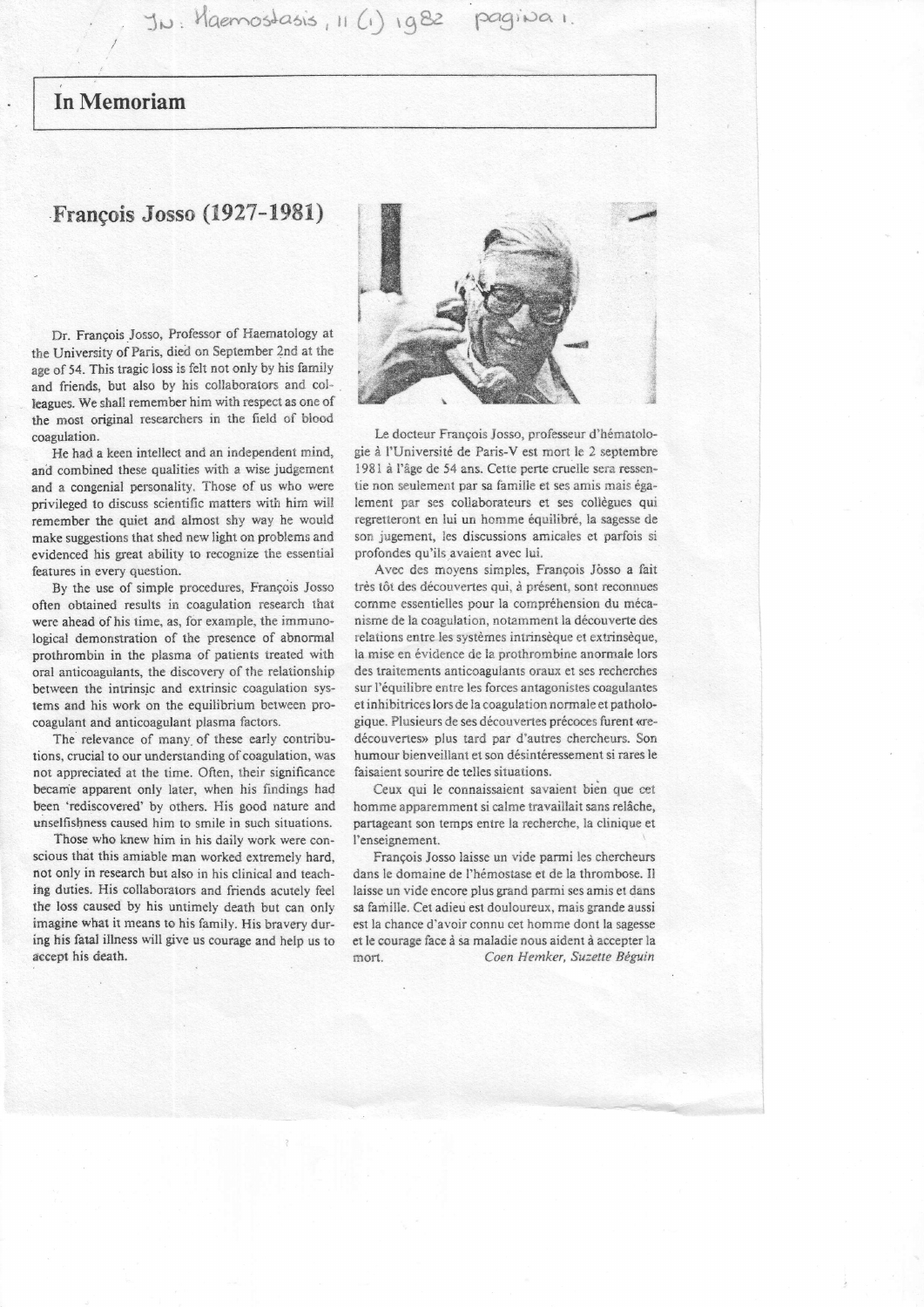In: Haemostasis, 11 (1) 1982 pagina 1.

## In Memoriam

# François Josso (1927–1981)

Dr. François Josso, Professor of Haematology at the University of Paris, died on September 2nd at the age of 54. This tragic loss is felt not only by his family and friends, but also by his collaborators and colleagues. We shall remember him with respect as one of the most original researchers in the field of blood coagulation.

He had a keen intellect and an independent mind, and combined these qualities with a wise judgement and a congenial personality. Those of us who were privileged to discuss scientific matters with him will remember the quiet and almost shy way he would make suggestions that shed new light on problems and evidenced his great ability to recognize the essential features in every question.

By the use of simple procedures, François Josso often obtained results in coagulation research that were ahead of his time, as, for example, the immunological demonstration of the presence of abnormal prothrombin in the plasma of patients treated with oral anticoagulants, the discovery of the relationship between the intrinsic and extrinsic coagulation systems and his work on the equilibrium between procoagulant and anticoagulant plasma factors.

The relevance of many of these early contributions, crucial to our understanding of coagulation, was not appreciated at the time. Often, their significance became apparent only later, when his findings had been 'rediscovered' by others. His good nature and unselfishness caused him to smile in such situations.

Those who knew him in his daily work were conscious that this amiable man worked extremely hard, not only in research but also in his clinical and teaching duties. His collaborators and friends acutely feel the loss caused by his untimely death but can only imagine what it means to his family. His bravery during his fatal illness will give us courage and help us to accept his death.

Le docteur François Josso, professeur d'hématologie à l'Université de Paris-V est mort le 2 septembre 1981 à l'âge de 54 ans. Cette perte cruelle sera ressentie non seulement par sa famille et ses amis mais également par ses collaborateurs et ses collègues qui regretteront en lui un homme équilibré, la sagesse de son jugement, les discussions amicales et parfois si profondes qu'ils avaient avec lui.

Avec des moyens simples, François Josso a fait très tôt des découvertes qui, à présent, sont reconnues comme essentielles pour la compréhension du mécanisme de la coagulation, notamment la découverte des relations entre les systèmes intrinsèque et extrinsèque, la mise en évidence de la prothrombine anormale lors des traitements anticoagulants oraux et ses recherches sur l'équilibre entre les forces antagonistes coagulantes et inhibitrices lors de la coagulation normale et pathologique. Plusieurs de ses découvertes précoces furent «redécouvertes» plus tard par d'autres chercheurs. Son humour bienveillant et son désintéressement si rares le faisaient sourire de telles situations.

Ceux qui le connaissaient savaient bien que cet homme apparemment si calme travaillait sans relâche, partageant son temps entre la recherche, la clinique et l'enseignement.

François Josso laisse un vide parmi les chercheurs dans le domaine de l'hémostase et de la thrombose. Il laisse un vide encore plus grand parmi ses amis et dans sa famille. Cet adieu est douloureux, mais grande aussi est la chance d'avoir connu cet homme dont la sagesse et le courage face à sa maladie nous aident à accepter la mort.

*Coen Hemker, Suzette Béguin*